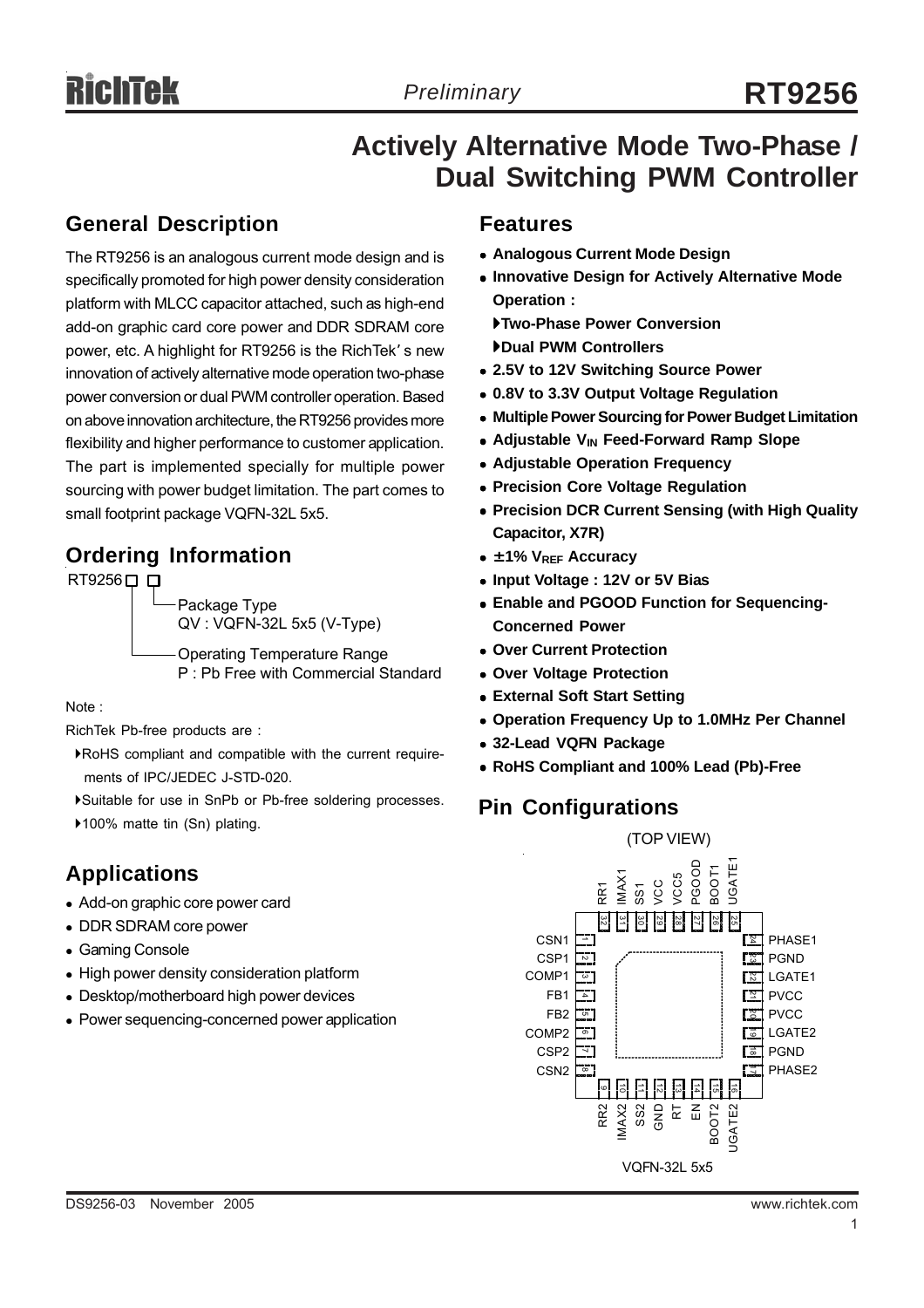# RT9256

*Preliminary*

## Actively Alternative Mode Two-Phase / Dual Switching PWM Controller

## General Description

The RT9256 is an analogous current mode design and is specifically promoted for high power density consideration platform with MLCC capacitor attached, such as high-end add-on graphic card core power and DDR SDRAM core power, etc. A highlight for RT9256 is the RichTek's new innovation of actively alternative mode operation two-phase power conversion or dual PWM controller operation. Based on above innovation architecture, the RT9256 provides more flexibility and higher performance to customer application. The part is implemented specially for multiple power sourcing with power budget limitation. The part comes to small footprint package VQFN-32L 5x5.

## Ordering Information

RT9256□ □
- Package Type
  QV : VQFN-32L 5x5 (V-Type)
- Operating Temperature Range
  P : Pb Free with Commercial Standard

Note :

RichTek Pb-free products are :

- RoHS compliant and compatible with the current requirements of IPC/JEDEC J-STD-020.
- Suitable for use in SnPb or Pb-free soldering processes.
- 100% matte tin (Sn) plating.

## Applications

- Add-on graphic core power card
- DDR SDRAM core power
- Gaming Console
- High power density consideration platform
- Desktop/motherboard high power devices
- Power sequencing-concerned power application

## Features

- **Analogous Current Mode Design**
- **Innovative Design for Actively Alternative Mode Operation :**
  - **Two-Phase Power Conversion**
  - **Dual PWM Controllers**
- **2.5V to 12V Switching Source Power**
- **0.8V to 3.3V Output Voltage Regulation**
- **Multiple Power Sourcing for Power Budget Limitation**
- **Adjustable $V_{IN}$ Feed-Forward Ramp Slope**
- **Adjustable Operation Frequency**
- **Precision Core Voltage Regulation**
- **Precision DCR Current Sensing (with High Quality Capacitor, X7R)**
- **±1% $V_{REF}$ Accuracy**
- **Input Voltage : 12V or 5V Bias**
- **Enable and PGOOD Function for Sequencing-Concerned Power**
- **Over Current Protection**
- **Over Voltage Protection**
- **External Soft Start Setting**
- **Operation Frequency Up to 1.0MHz Per Channel**
- **32-Lead VQFN Package**
- **RoHS Compliant and 100% Lead (Pb)-Free**

## Pin Configurations

(TOP VIEW)

| Pin | Name | Pin | Name |
|---|---|---|---|
| 1 | CSN1 | 17 | PHASE2 |
| 2 | CSP1 | 18 | PGND |
| 3 | COMP1 | 19 | LGATE2 |
| 4 | FB1 | 20 | PVCC |
| 5 | FB2 | 21 | PVCC |
| 6 | COMP2 | 22 | LGATE1 |
| 7 | CSP2 | 23 | PGND |
| 8 | CSN2 | 24 | PHASE1 |
| 9 | RR2 | 25 | UGATE1 |
| 10 | IMAX2 | 26 | BOOT1 |
| 11 | SS2 | 27 | PGOOD |
| 12 | GND | 28 | VCC5 |
| 13 | RT | 29 | VCC |
| 14 | EN | 30 | SS1 |
| 15 | BOOT2 | 31 | IMAX1 |
| 16 | UGATE2 | 32 | RR1 |

VQFN-32L 5x5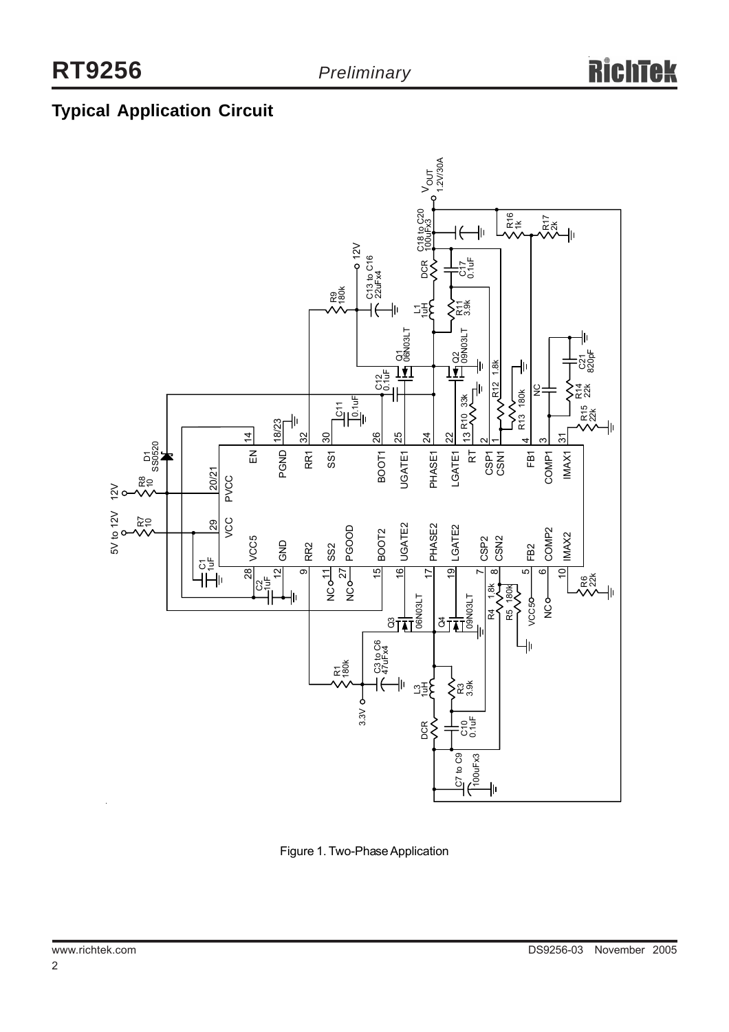## Typical Application Circuit

Figure 1. Two-Phase Application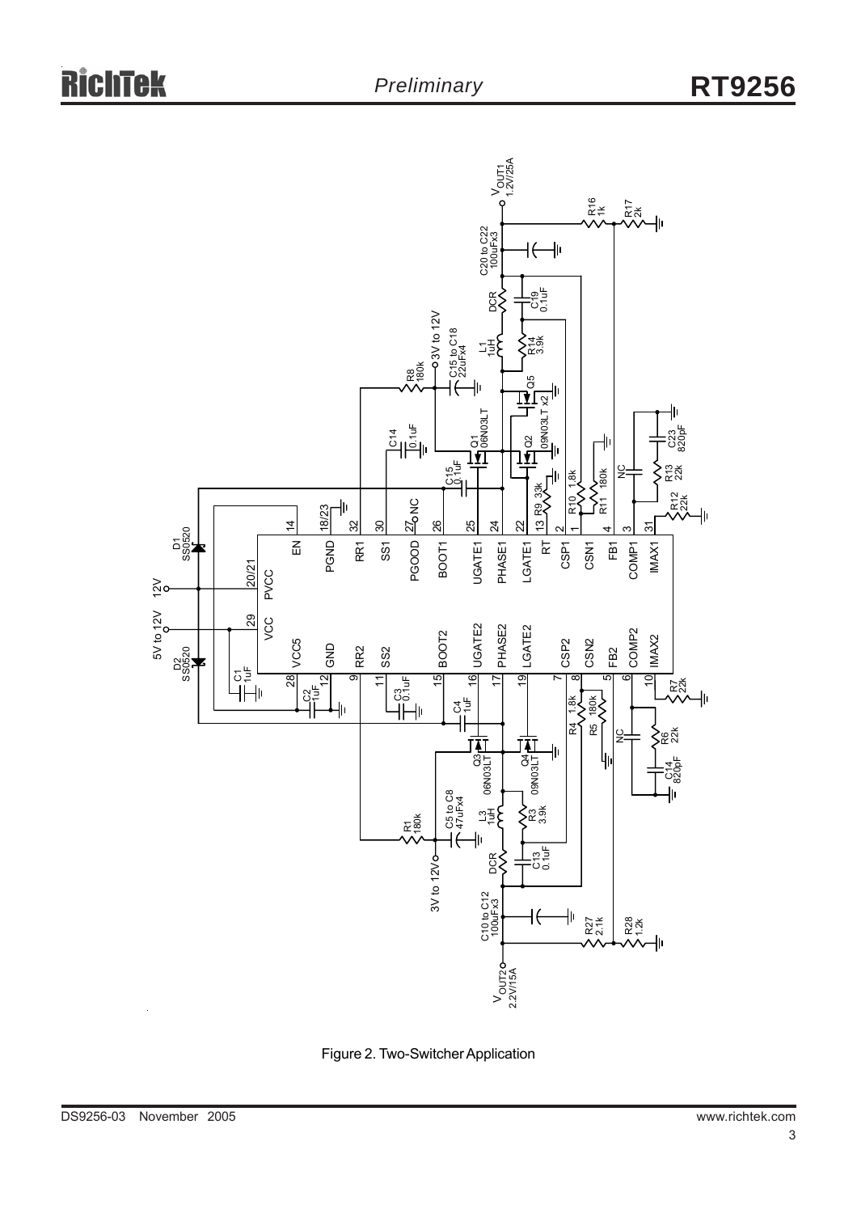Figure 2. Two-Switcher Application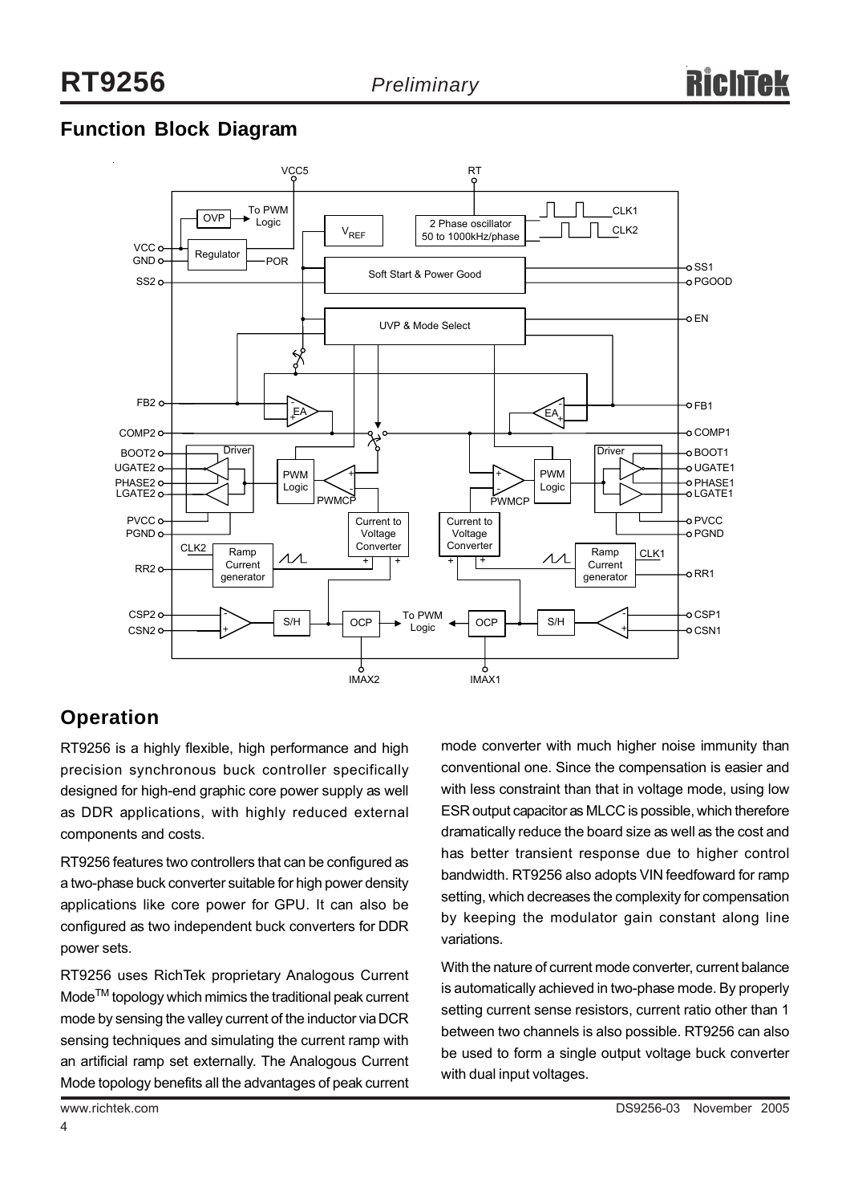## Function Block Diagram

## Operation

RT9256 is a highly flexible, high performance and high precision synchronous buck controller specifically designed for high-end graphic core power supply as well as DDR applications, with highly reduced external components and costs.

RT9256 features two controllers that can be configured as a two-phase buck converter suitable for high power density applications like core power for GPU. It can also be configured as two independent buck converters for DDR power sets.

RT9256 uses RichTek proprietary Analogous Current Mode™ topology which mimics the traditional peak current mode by sensing the valley current of the inductor via DCR sensing techniques and simulating the current ramp with an artificial ramp set externally. The Analogous Current Mode topology benefits all the advantages of peak current mode converter with much higher noise immunity than conventional one. Since the compensation is easier and with less constraint than that in voltage mode, using low ESR output capacitor as MLCC is possible, which therefore dramatically reduce the board size as well as the cost and has better transient response due to higher control bandwidth. RT9256 also adopts VIN feedfoward for ramp setting, which decreases the complexity for compensation by keeping the modulator gain constant along line variations.

With the nature of current mode converter, current balance is automatically achieved in two-phase mode. By properly setting current sense resistors, current ratio other than 1 between two channels is also possible. RT9256 can also be used to form a single output voltage buck converter with dual input voltages.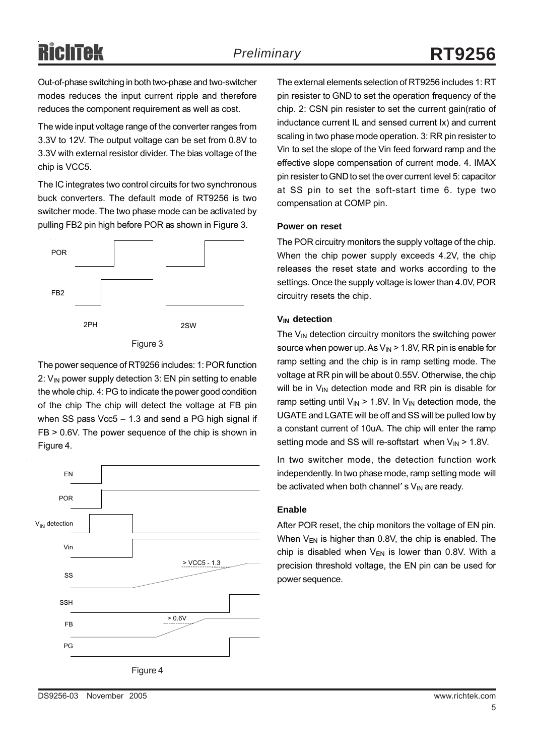Out-of-phase switching in both two-phase and two-switcher modes reduces the input current ripple and therefore reduces the component requirement as well as cost.

The wide input voltage range of the converter ranges from 3.3V to 12V. The output voltage can be set from 0.8V to 3.3V with external resistor divider. The bias voltage of the chip is VCC5.

The IC integrates two control circuits for two synchronous buck converters. The default mode of RT9256 is two switcher mode. The two phase mode can be activated by pulling FB2 pin high before POR as shown in Figure 3.

POR

FB2

2PH 2SW

Figure 3

The power sequence of RT9256 includes: 1: POR function 2: $V_{IN}$ power supply detection 3: EN pin setting to enable the whole chip. 4: PG to indicate the power good condition of the chip The chip will detect the voltage at FB pin when SS pass Vcc5 − 1.3 and send a PG high signal if FB > 0.6V. The power sequence of the chip is shown in Figure 4.

EN

POR

$V_{IN}$ detection

Vin

SS > VCC5 - 1.3

SSH

FB > 0.6V

PG

Figure 4

The external elements selection of RT9256 includes 1: RT pin resister to GND to set the operation frequency of the chip. 2: CSN pin resister to set the current gain(ratio of inductance current IL and sensed current Ix) and current scaling in two phase mode operation. 3: RR pin resister to Vin to set the slope of the Vin feed forward ramp and the effective slope compensation of current mode. 4. IMAX pin resister to GND to set the over current level 5: capacitor at SS pin to set the soft-start time 6. type two compensation at COMP pin.

**Power on reset**

The POR circuitry monitors the supply voltage of the chip. When the chip power supply exceeds 4.2V, the chip releases the reset state and works according to the settings. Once the supply voltage is lower than 4.0V, POR circuitry resets the chip.

**$V_{IN}$ detection**

The $V_{IN}$ detection circuitry monitors the switching power source when power up. As $V_{IN}$ > 1.8V, RR pin is enable for ramp setting and the chip is in ramp setting mode. The voltage at RR pin will be about 0.55V. Otherwise, the chip will be in $V_{IN}$ detection mode and RR pin is disable for ramp setting until $V_{IN}$ > 1.8V. In $V_{IN}$ detection mode, the UGATE and LGATE will be off and SS will be pulled low by a constant current of 10uA. The chip will enter the ramp setting mode and SS will re-softstart when $V_{IN}$ > 1.8V.

In two switcher mode, the detection function work independently. In two phase mode, ramp setting mode will be activated when both channel' s $V_{IN}$ are ready.

**Enable**

After POR reset, the chip monitors the voltage of EN pin. When $V_{EN}$ is higher than 0.8V, the chip is enabled. The chip is disabled when $V_{EN}$ is lower than 0.8V. With a precision threshold voltage, the EN pin can be used for power sequence.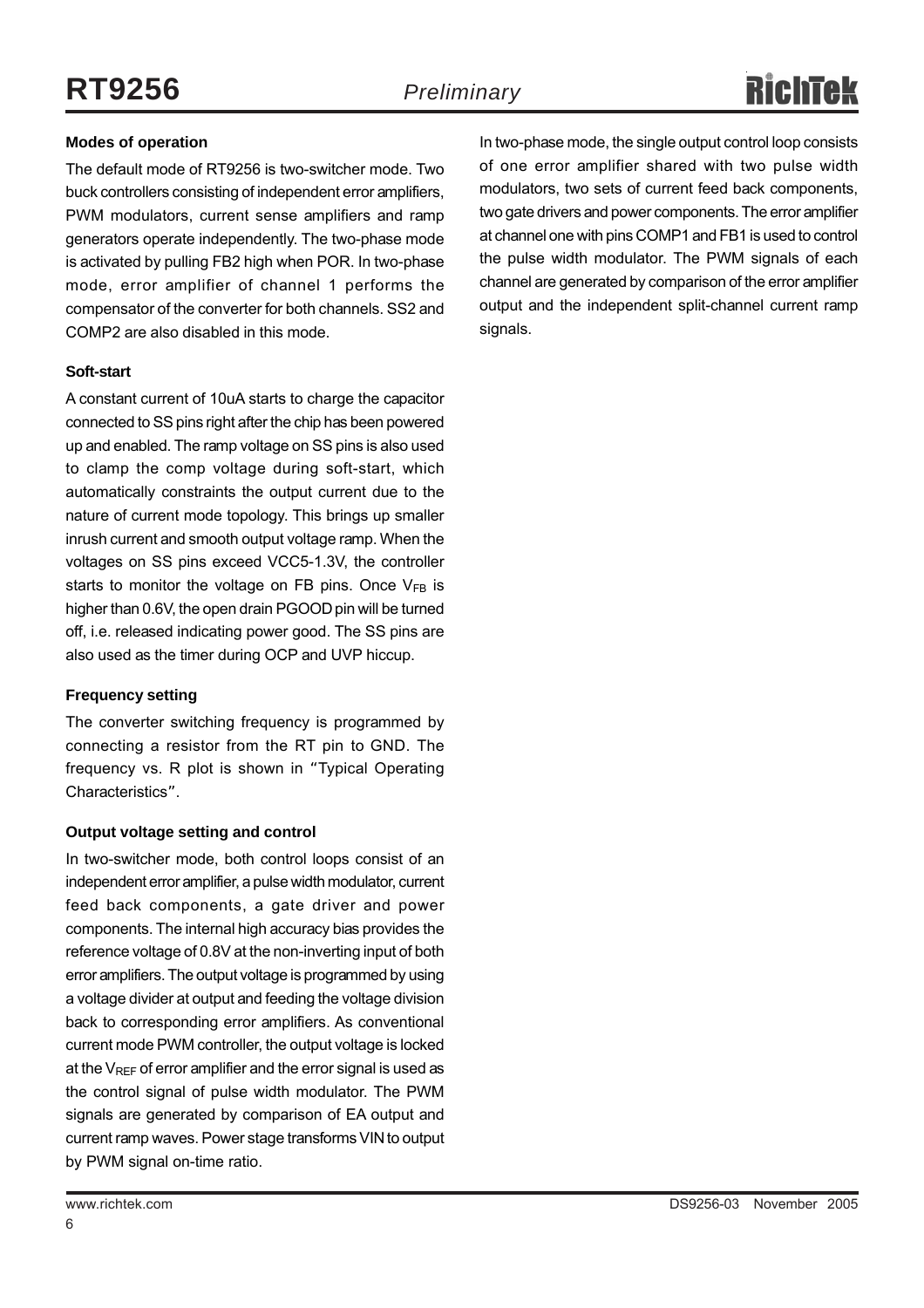**Modes of operation**

The default mode of RT9256 is two-switcher mode. Two buck controllers consisting of independent error amplifiers, PWM modulators, current sense amplifiers and ramp generators operate independently. The two-phase mode is activated by pulling FB2 high when POR. In two-phase mode, error amplifier of channel 1 performs the compensator of the converter for both channels. SS2 and COMP2 are also disabled in this mode.

**Soft-start**

A constant current of 10uA starts to charge the capacitor connected to SS pins right after the chip has been powered up and enabled. The ramp voltage on SS pins is also used to clamp the comp voltage during soft-start, which automatically constraints the output current due to the nature of current mode topology. This brings up smaller inrush current and smooth output voltage ramp. When the voltages on SS pins exceed VCC5-1.3V, the controller starts to monitor the voltage on FB pins. Once $V_{FB}$ is higher than 0.6V, the open drain PGOOD pin will be turned off, i.e. released indicating power good. The SS pins are also used as the timer during OCP and UVP hiccup.

**Frequency setting**

The converter switching frequency is programmed by connecting a resistor from the RT pin to GND. The frequency vs. R plot is shown in "Typical Operating Characteristics".

**Output voltage setting and control**

In two-switcher mode, both control loops consist of an independent error amplifier, a pulse width modulator, current feed back components, a gate driver and power components. The internal high accuracy bias provides the reference voltage of 0.8V at the non-inverting input of both error amplifiers. The output voltage is programmed by using a voltage divider at output and feeding the voltage division back to corresponding error amplifiers. As conventional current mode PWM controller, the output voltage is locked at the $V_{REF}$ of error amplifier and the error signal is used as the control signal of pulse width modulator. The PWM signals are generated by comparison of EA output and current ramp waves. Power stage transforms VIN to output by PWM signal on-time ratio.

In two-phase mode, the single output control loop consists of one error amplifier shared with two pulse width modulators, two sets of current feed back components, two gate drivers and power components. The error amplifier at channel one with pins COMP1 and FB1 is used to control the pulse width modulator. The PWM signals of each channel are generated by comparison of the error amplifier output and the independent split-channel current ramp signals.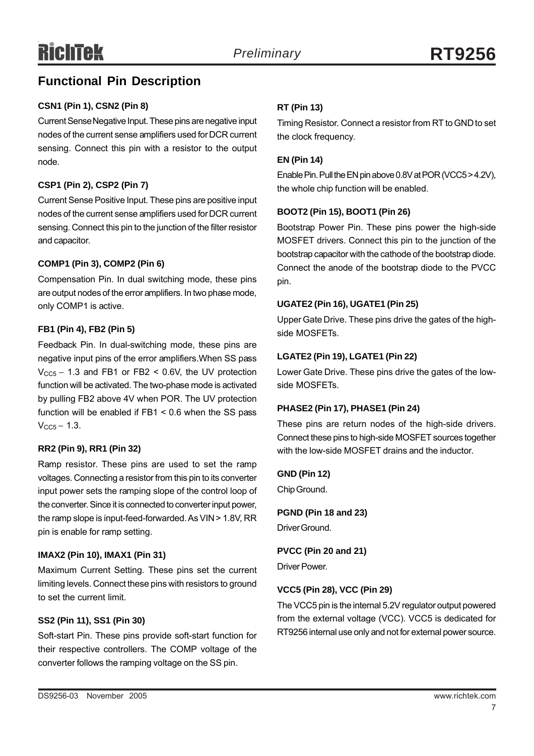## Functional Pin Description

### CSN1 (Pin 1), CSN2 (Pin 8)

Current Sense Negative Input. These pins are negative input nodes of the current sense amplifiers used for DCR current sensing. Connect this pin with a resistor to the output node.

### CSP1 (Pin 2), CSP2 (Pin 7)

Current Sense Positive Input. These pins are positive input nodes of the current sense amplifiers used for DCR current sensing. Connect this pin to the junction of the filter resistor and capacitor.

### COMP1 (Pin 3), COMP2 (Pin 6)

Compensation Pin. In dual switching mode, these pins are output nodes of the error amplifiers. In two phase mode, only COMP1 is active.

### FB1 (Pin 4), FB2 (Pin 5)

Feedback Pin. In dual-switching mode, these pins are negative input pins of the error amplifiers.When SS pass $V_{CC5} - 1.3$ and FB1 or FB2 < 0.6V, the UV protection function will be activated. The two-phase mode is activated by pulling FB2 above 4V when POR. The UV protection function will be enabled if FB1 < 0.6 when the SS pass $V_{CC5} - 1.3$.

### RR2 (Pin 9), RR1 (Pin 32)

Ramp resistor. These pins are used to set the ramp voltages. Connecting a resistor from this pin to its converter input power sets the ramping slope of the control loop of the converter. Since it is connected to converter input power, the ramp slope is input-feed-forwarded. As VIN > 1.8V, RR pin is enable for ramp setting.

### IMAX2 (Pin 10), IMAX1 (Pin 31)

Maximum Current Setting. These pins set the current limiting levels. Connect these pins with resistors to ground to set the current limit.

### SS2 (Pin 11), SS1 (Pin 30)

Soft-start Pin. These pins provide soft-start function for their respective controllers. The COMP voltage of the converter follows the ramping voltage on the SS pin.

### RT (Pin 13)

Timing Resistor. Connect a resistor from RT to GND to set the clock frequency.

### EN (Pin 14)

Enable Pin. Pull the EN pin above 0.8V at POR (VCC5 > 4.2V), the whole chip function will be enabled.

### BOOT2 (Pin 15), BOOT1 (Pin 26)

Bootstrap Power Pin. These pins power the high-side MOSFET drivers. Connect this pin to the junction of the bootstrap capacitor with the cathode of the bootstrap diode. Connect the anode of the bootstrap diode to the PVCC pin.

### UGATE2 (Pin 16), UGATE1 (Pin 25)

Upper Gate Drive. These pins drive the gates of the high-side MOSFETs.

### LGATE2 (Pin 19), LGATE1 (Pin 22)

Lower Gate Drive. These pins drive the gates of the low-side MOSFETs.

### PHASE2 (Pin 17), PHASE1 (Pin 24)

These pins are return nodes of the high-side drivers. Connect these pins to high-side MOSFET sources together with the low-side MOSFET drains and the inductor.

### GND (Pin 12)

Chip Ground.

### PGND (Pin 18 and 23)

Driver Ground.

### PVCC (Pin 20 and 21)

Driver Power.

### VCC5 (Pin 28), VCC (Pin 29)

The VCC5 pin is the internal 5.2V regulator output powered from the external voltage (VCC). VCC5 is dedicated for RT9256 internal use only and not for external power source.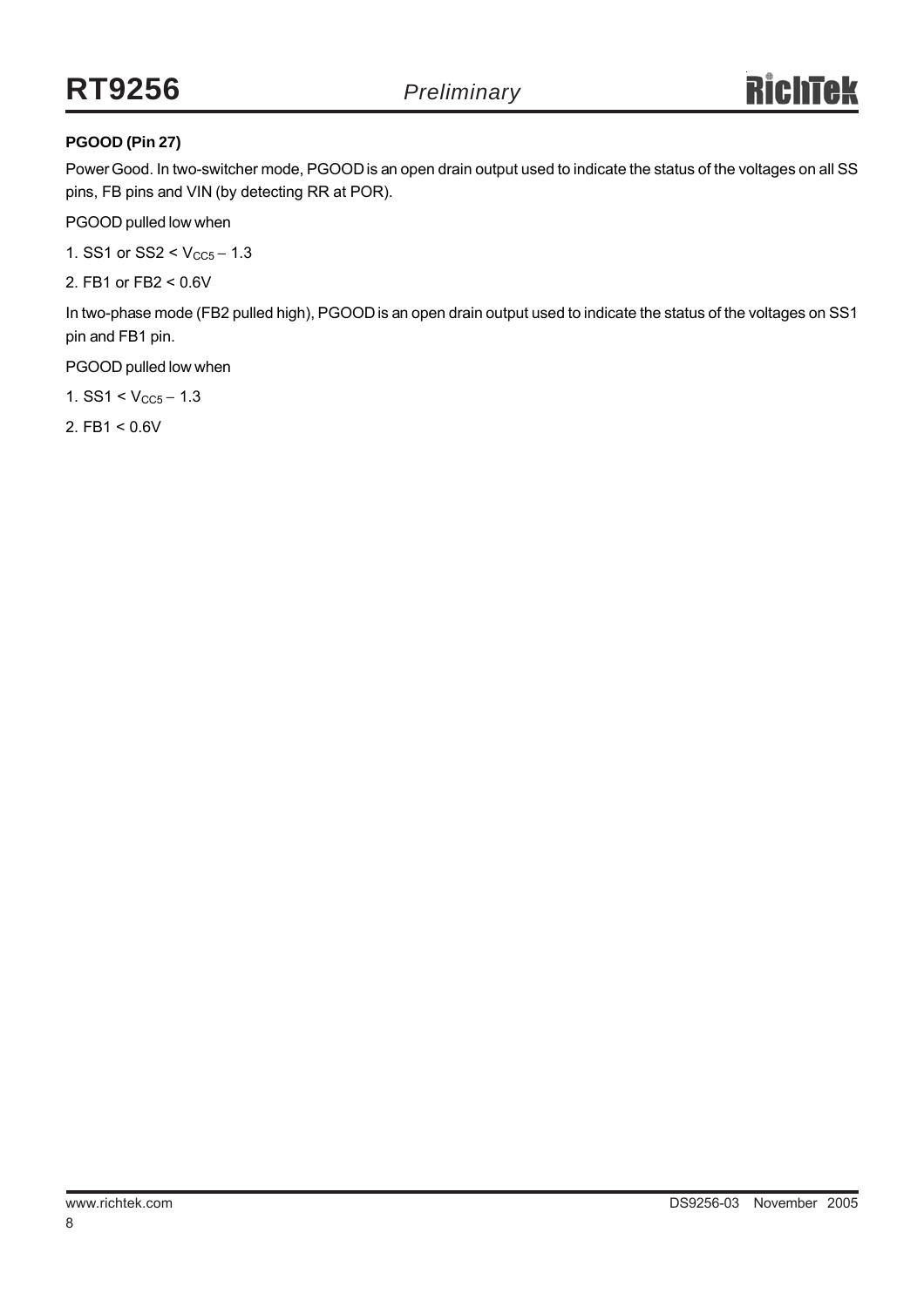**PGOOD (Pin 27)**

Power Good. In two-switcher mode, PGOOD is an open drain output used to indicate the status of the voltages on all SS pins, FB pins and VIN (by detecting RR at POR).

PGOOD pulled low when

1. SS1 or SS2 < $V_{CC5}$ − 1.3
2. FB1 or FB2 < 0.6V

In two-phase mode (FB2 pulled high), PGOOD is an open drain output used to indicate the status of the voltages on SS1 pin and FB1 pin.

PGOOD pulled low when

1. SS1 < $V_{CC5}$ − 1.3
2. FB1 < 0.6V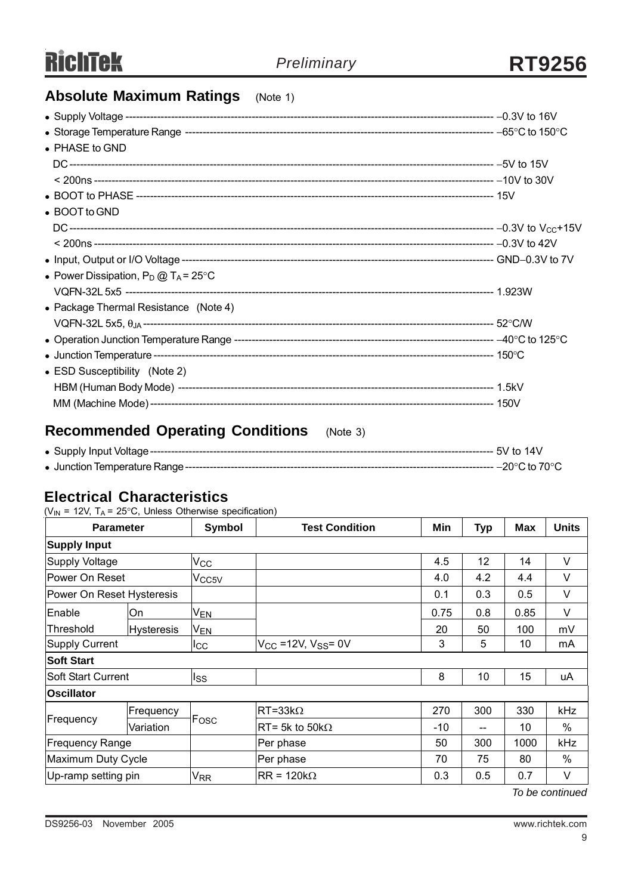## Absolute Maximum Ratings (Note 1)

- Supply Voltage ------------------------------------------------------------------------------------ −0.3V to 16V
- Storage Temperature Range ---------------------------------------------------------------------- −65°C to 150°C
- PHASE to GND
  - DC ------------------------------------------------------------------------------------------------ −5V to 15V
  - < 200ns ------------------------------------------------------------------------------------------- −10V to 30V
- BOOT to PHASE ------------------------------------------------------------------------------------ 15V
- BOOT to GND
  - DC ------------------------------------------------------------------------------------------------ −0.3V to $V_{CC}$+15V
  - < 200ns ------------------------------------------------------------------------------------------- −0.3V to 42V
- Input, Output or I/O Voltage --------------------------------------------------------------------- GND−0.3V to 7V
- Power Dissipation, $P_D$ @ $T_A$ = 25°C
  - VQFN-32L 5x5 ------------------------------------------------------------------------------------ 1.923W
- Package Thermal Resistance (Note 4)
  - VQFN-32L 5x5, $\theta_{JA}$ ---------------------------------------------------------------------- 52°C/W
- Operation Junction Temperature Range -------------------------------------------------------- −40°C to 125°C
- Junction Temperature ------------------------------------------------------------------------------ 150°C
- ESD Susceptibility (Note 2)
  - HBM (Human Body Mode) -------------------------------------------------------------------------- 1.5kV
  - MM (Machine Mode) ------------------------------------------------------------------------------- 150V

## Recommended Operating Conditions (Note 3)

- Supply Input Voltage -------------------------------------------------------------------------------- 5V to 14V
- Junction Temperature Range --------------------------------------------------------------------- −20°C to 70°C

## Electrical Characteristics

($V_{IN}$ = 12V, $T_A$ = 25°C, Unless Otherwise specification)

| Parameter | | Symbol | Test Condition | Min | Typ | Max | Units |
|---|---|---|---|---|---|---|---|
| **Supply Input** | | | | | | | |
| Supply Voltage | | $V_{CC}$ | | 4.5 | 12 | 14 | V |
| Power On Reset | | $V_{CC5V}$ | | 4.0 | 4.2 | 4.4 | V |
| Power On Reset Hysteresis | | | | 0.1 | 0.3 | 0.5 | V |
| Enable Threshold | On | $V_{EN}$ | | 0.75 | 0.8 | 0.85 | V |
| | Hysteresis | $V_{EN}$ | | 20 | 50 | 100 | mV |
| Supply Current | | $I_{CC}$ | $V_{CC}$ =12V, $V_{SS}$= 0V | 3 | 5 | 10 | mA |
| **Soft Start** | | | | | | | |
| Soft Start Current | | $I_{SS}$ | | 8 | 10 | 15 | uA |
| **Oscillator** | | | | | | | |
| Frequency | Frequency | $F_{OSC}$ | RT=33kΩ | 270 | 300 | 330 | kHz |
| | Variation | | RT= 5k to 50kΩ | -10 | -- | 10 | % |
| Frequency Range | | | Per phase | 50 | 300 | 1000 | kHz |
| Maximum Duty Cycle | | | Per phase | 70 | 75 | 80 | % |
| Up-ramp setting pin | | $V_{RR}$ | RR = 120kΩ | 0.3 | 0.5 | 0.7 | V |

*To be continued*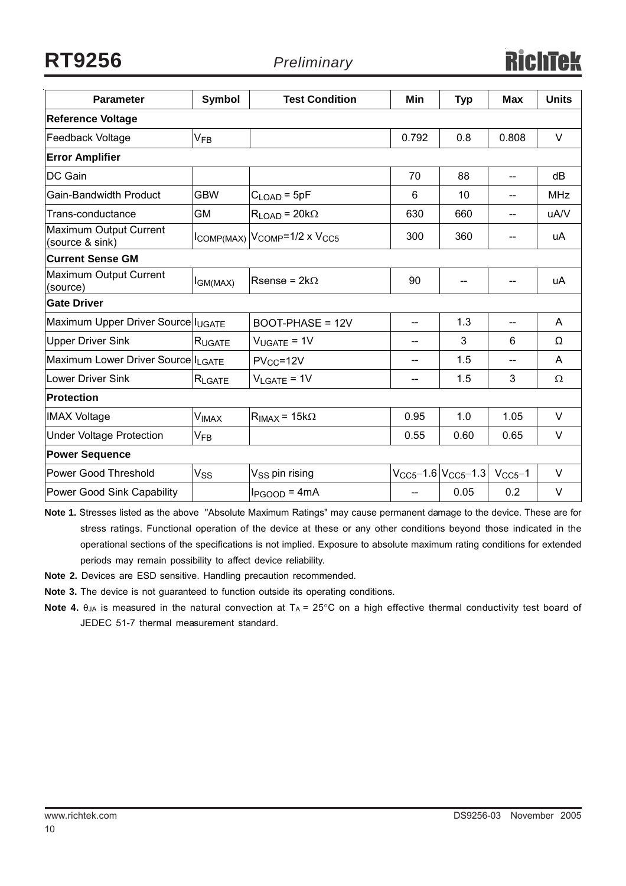| Parameter | Symbol | Test Condition | Min | Typ | Max | Units |
|---|---|---|---|---|---|---|
| **Reference Voltage** | | | | | | |
| Feedback Voltage | $V_{FB}$ | | 0.792 | 0.8 | 0.808 | V |
| **Error Amplifier** | | | | | | |
| DC Gain | | | 70 | 88 | -- | dB |
| Gain-Bandwidth Product | GBW | $C_{LOAD}$ = 5pF | 6 | 10 | -- | MHz |
| Trans-conductance | GM | $R_{LOAD}$ = 20kΩ | 630 | 660 | -- | uA/V |
| Maximum Output Current (source & sink) | $I_{COMP(MAX)}$ | $V_{COMP}$=1/2 x $V_{CC5}$ | 300 | 360 | -- | uA |
| **Current Sense GM** | | | | | | |
| Maximum Output Current (source) | $I_{GM(MAX)}$ | Rsense = 2kΩ | 90 | -- | -- | uA |
| **Gate Driver** | | | | | | |
| Maximum Upper Driver Source | $I_{UGATE}$ | BOOT-PHASE = 12V | -- | 1.3 | -- | A |
| Upper Driver Sink | $R_{UGATE}$ | $V_{UGATE}$ = 1V | -- | 3 | 6 | Ω |
| Maximum Lower Driver Source | $I_{LGATE}$ | $PV_{CC}$=12V | -- | 1.5 | -- | A |
| Lower Driver Sink | $R_{LGATE}$ | $V_{LGATE}$ = 1V | -- | 1.5 | 3 | Ω |
| **Protection** | | | | | | |
| IMAX Voltage | $V_{IMAX}$ | $R_{IMAX}$ = 15kΩ | 0.95 | 1.0 | 1.05 | V |
| Under Voltage Protection | $V_{FB}$ | | 0.55 | 0.60 | 0.65 | V |
| **Power Sequence** | | | | | | |
| Power Good Threshold | $V_{SS}$ | $V_{SS}$ pin rising | $V_{CC5}$−1.6 | $V_{CC5}$−1.3 | $V_{CC5}$−1 | V |
| Power Good Sink Capability | | $I_{PGOOD}$ = 4mA | -- | 0.05 | 0.2 | V |

**Note 1.** Stresses listed as the above "Absolute Maximum Ratings" may cause permanent damage to the device. These are for stress ratings. Functional operation of the device at these or any other conditions beyond those indicated in the operational sections of the specifications is not implied. Exposure to absolute maximum rating conditions for extended periods may remain possibility to affect device reliability.

**Note 2.** Devices are ESD sensitive. Handling precaution recommended.

**Note 3.** The device is not guaranteed to function outside its operating conditions.

**Note 4.** $\theta_{JA}$ is measured in the natural convection at $T_A$ = 25°C on a high effective thermal conductivity test board of JEDEC 51-7 thermal measurement standard.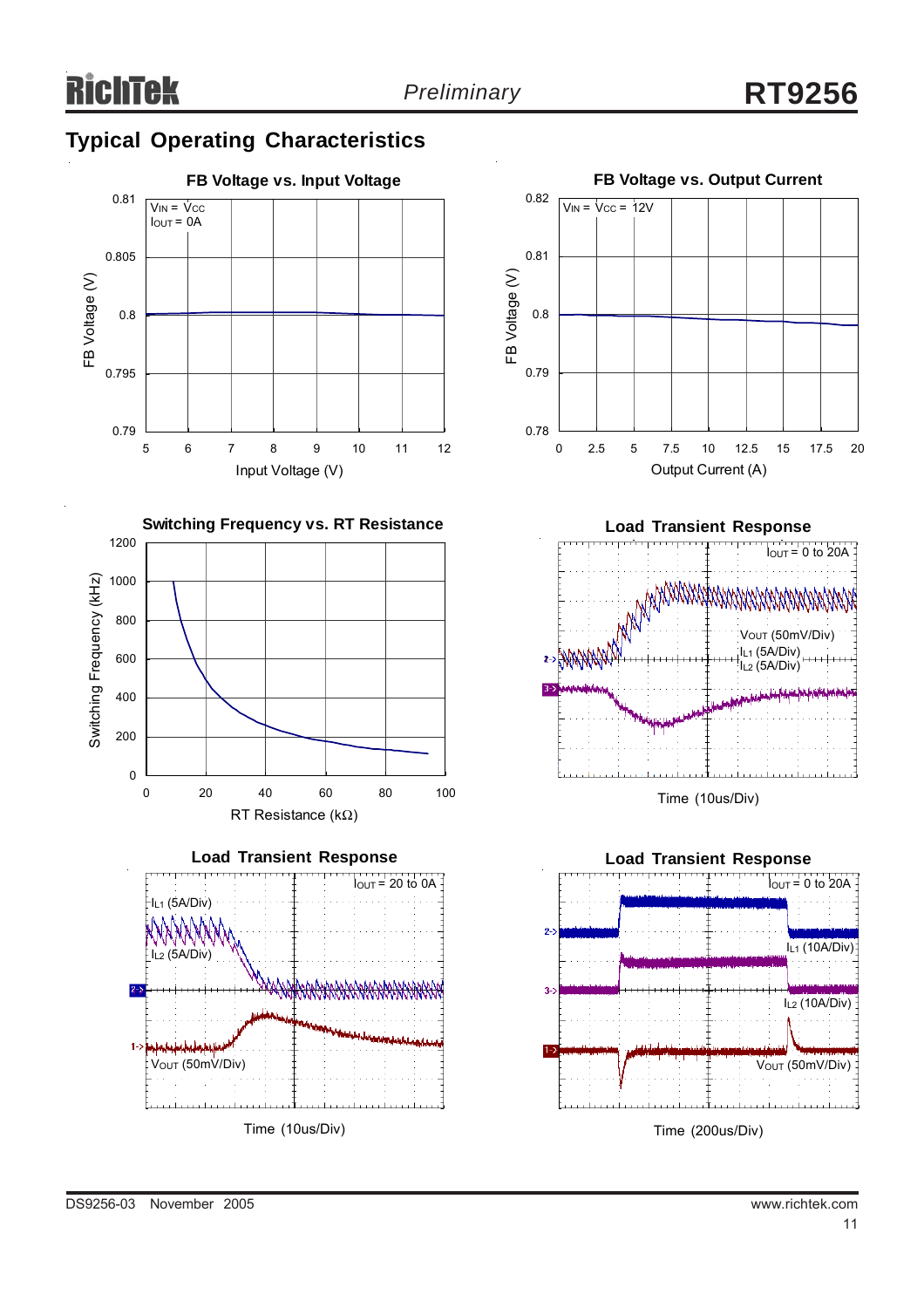## Typical Operating Characteristics

**FB Voltage vs. Input Voltage**

$V_{IN} = V_{CC}$
$I_{OUT} = 0A$

FB Voltage (V)

Input Voltage (V)

**FB Voltage vs. Output Current**

$V_{IN} = V_{CC} = 12V$

FB Voltage (V)

Output Current (A)

**Switching Frequency vs. RT Resistance**

Switching Frequency (kHz)

RT Resistance (kΩ)

**Load Transient Response**

$I_{OUT} = 0$ to 20A

$V_{OUT}$ (50mV/Div)
$I_{L1}$ (5A/Div)
$I_{L2}$ (5A/Div)

Time (10us/Div)

**Load Transient Response**

$I_{OUT} = 20$ to 0A

$I_{L1}$ (5A/Div)
$I_{L2}$ (5A/Div)
$V_{OUT}$ (50mV/Div)

Time (10us/Div)

**Load Transient Response**

$I_{OUT} = 0$ to 20A

$I_{L1}$ (10A/Div)
$I_{L2}$ (10A/Div)
$V_{OUT}$ (50mV/Div)

Time (200us/Div)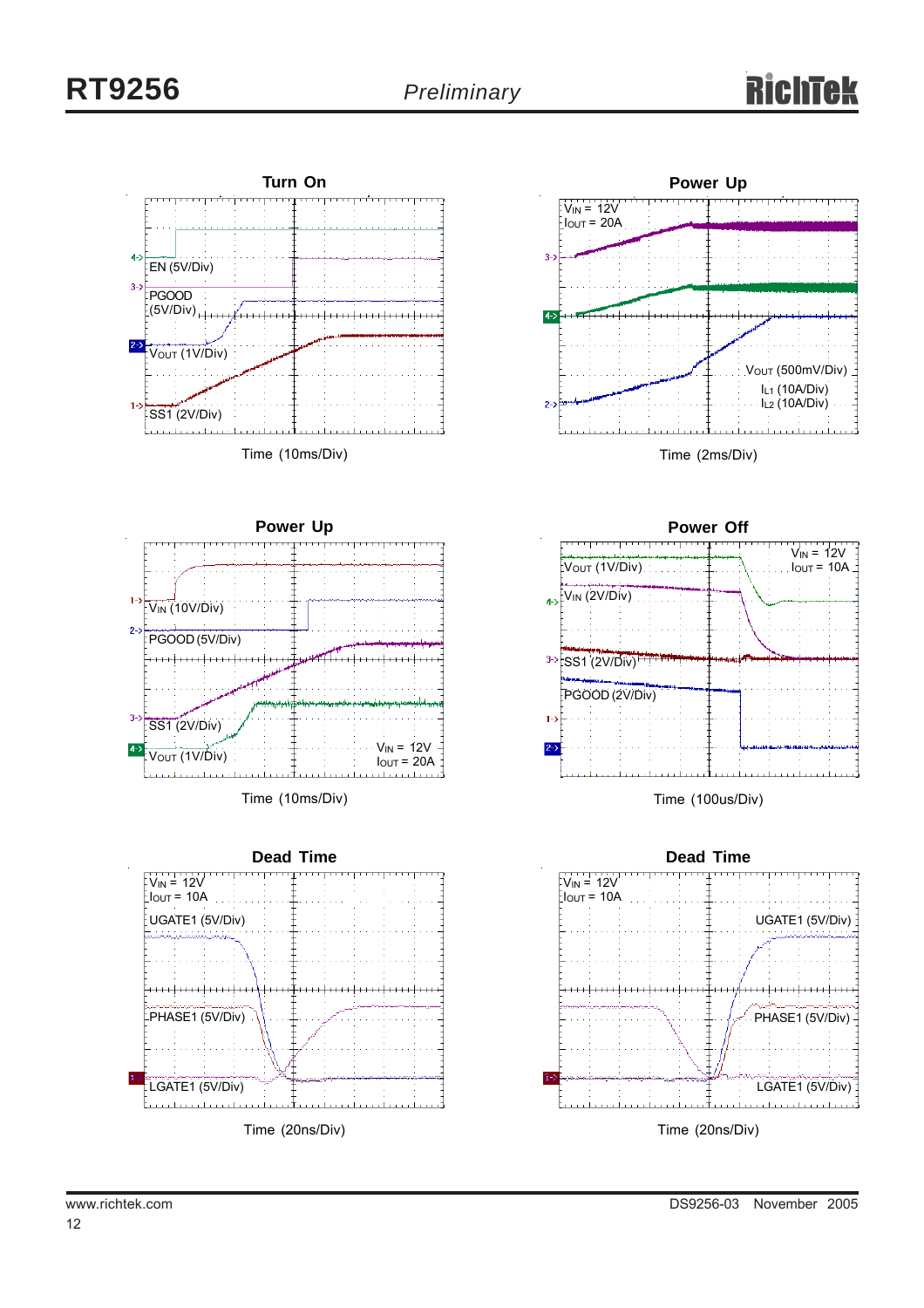### Turn On

EN (5V/Div)

PGOOD (5V/Div)

$V_{OUT}$ (1V/Div)

SS1 (2V/Div)

Time (10ms/Div)

### Power Up

$V_{IN}$ = 12V
$I_{OUT}$ = 20A

$V_{OUT}$ (500mV/Div)
$I_{L1}$ (10A/Div)
$I_{L2}$ (10A/Div)

Time (2ms/Div)

### Power Up

$V_{IN}$ (10V/Div)

PGOOD (5V/Div)

SS1 (2V/Div)

$V_{OUT}$ (1V/Div)

$V_{IN}$ = 12V
$I_{OUT}$ = 20A

Time (10ms/Div)

### Power Off

$V_{IN}$ = 12V
$I_{OUT}$ = 10A

$V_{OUT}$ (1V/Div)

$V_{IN}$ (2V/Div)

SS1 (2V/Div)

PGOOD (2V/Div)

Time (100us/Div)

### Dead Time

$V_{IN}$ = 12V
$I_{OUT}$ = 10A

UGATE1 (5V/Div)

PHASE1 (5V/Div)

LGATE1 (5V/Div)

Time (20ns/Div)

### Dead Time

$V_{IN}$ = 12V
$I_{OUT}$ = 10A

UGATE1 (5V/Div)

PHASE1 (5V/Div)

LGATE1 (5V/Div)

Time (20ns/Div)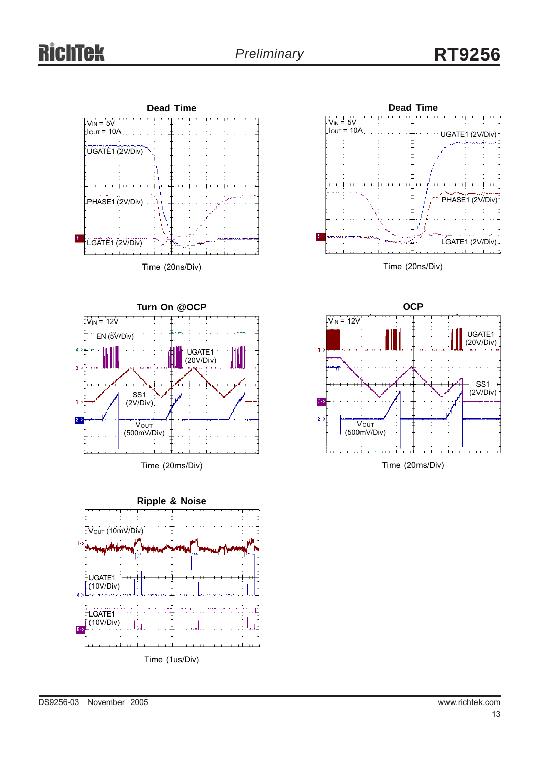**Dead Time**

$V_{IN}$ = 5V
$I_{OUT}$ = 10A

UGATE1 (2V/Div)

PHASE1 (2V/Div)

LGATE1 (2V/Div)

Time (20ns/Div)

**Dead Time**

$V_{IN}$ = 5V
$I_{OUT}$ = 10A

UGATE1 (2V/Div)

PHASE1 (2V/Div)

LGATE1 (2V/Div)

Time (20ns/Div)

**Turn On @OCP**

$V_{IN}$ = 12V

EN (5V/Div)

UGATE1 (20V/Div)

SS1 (2V/Div)

$V_{OUT}$ (500mV/Div)

Time (20ms/Div)

**OCP**

$V_{IN}$ = 12V

UGATE1 (20V/Div)

SS1 (2V/Div)

$V_{OUT}$ (500mV/Div)

Time (20ms/Div)

**Ripple & Noise**

$V_{OUT}$ (10mV/Div)

UGATE1 (10V/Div)

LGATE1 (10V/Div)

Time (1us/Div)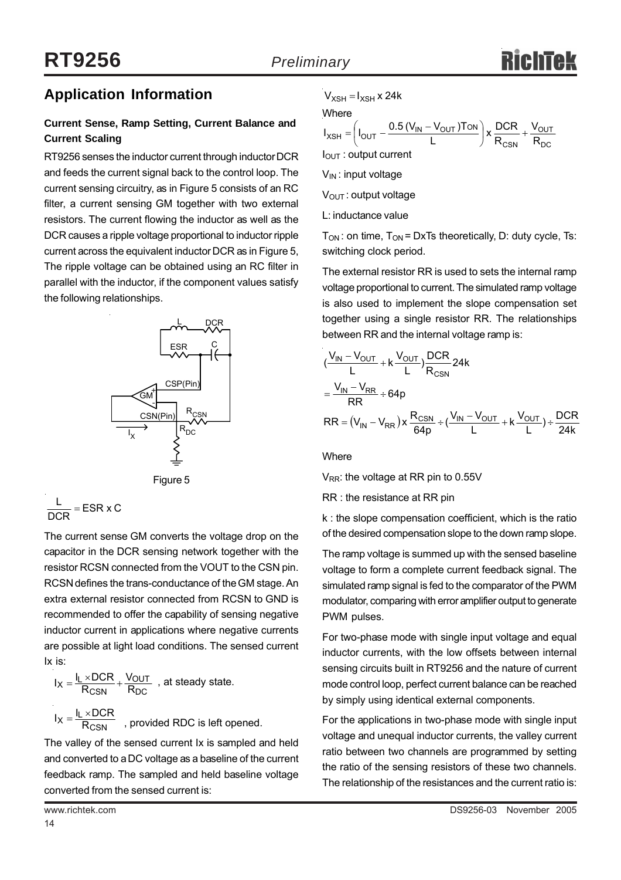## Application Information

### Current Sense, Ramp Setting, Current Balance and Current Scaling

RT9256 senses the inductor current through inductor DCR and feeds the current signal back to the control loop. The current sensing circuitry, as in Figure 5 consists of an RC filter, a current sensing GM together with two external resistors. The current flowing the inductor as well as the DCR causes a ripple voltage proportional to inductor ripple current across the equivalent inductor DCR as in Figure 5, The ripple voltage can be obtained using an RC filter in parallel with the inductor, if the component values satisfy the following relationships.

Figure 5

$$\frac{L}{DCR} = ESR \times C$$

The current sense GM converts the voltage drop on the capacitor in the DCR sensing network together with the resistor RCSN connected from the VOUT to the CSN pin. RCSN defines the trans-conductance of the GM stage. An extra external resistor connected from RCSN to GND is recommended to offer the capability of sensing negative inductor current in applications where negative currents are possible at light load conditions. The sensed current Ix is:

$$I_X = \frac{I_L \times DCR}{R_{CSN}} + \frac{V_{OUT}}{R_{DC}}$$ , at steady state.

$$I_X = \frac{I_L \times DCR}{R_{CSN}}$$ , provided RDC is left opened.

The valley of the sensed current Ix is sampled and held and converted to a DC voltage as a baseline of the current feedback ramp. The sampled and held baseline voltage converted from the sensed current is:

$$V_{XSH} = I_{XSH} \times 24k$$

Where

$$I_{XSH} = \left( I_{OUT} - \frac{0.5\,(V_{IN} - V_{OUT})T_{ON}}{L} \right) \times \frac{DCR}{R_{CSN}} + \frac{V_{OUT}}{R_{DC}}$$

$I_{OUT}$ : output current

$V_{IN}$ : input voltage

$V_{OUT}$ : output voltage

L: inductance value

$T_{ON}$ : on time, $T_{ON}$ = DxTs theoretically, D: duty cycle, Ts: switching clock period.

The external resistor RR is used to sets the internal ramp voltage proportional to current. The simulated ramp voltage is also used to implement the slope compensation set together using a single resistor RR. The relationships between RR and the internal voltage ramp is:

$$\left(\frac{V_{IN} - V_{OUT}}{L} + k\frac{V_{OUT}}{L}\right)\frac{DCR}{R_{CSN}} 24k$$

$$= \frac{V_{IN} - V_{RR}}{RR} \div 64p$$

$$RR = \left(V_{IN} - V_{RR}\right) \times \frac{R_{CSN}}{64p} \div \left(\frac{V_{IN} - V_{OUT}}{L} + k\frac{V_{OUT}}{L}\right) \div \frac{DCR}{24k}$$

Where

$V_{RR}$: the voltage at RR pin to 0.55V

RR : the resistance at RR pin

k : the slope compensation coefficient, which is the ratio of the desired compensation slope to the down ramp slope.

The ramp voltage is summed up with the sensed baseline voltage to form a complete current feedback signal. The simulated ramp signal is fed to the comparator of the PWM modulator, comparing with error amplifier output to generate PWM pulses.

For two-phase mode with single input voltage and equal inductor currents, with the low offsets between internal sensing circuits built in RT9256 and the nature of current mode control loop, perfect current balance can be reached by simply using identical external components.

For the applications in two-phase mode with single input voltage and unequal inductor currents, the valley current ratio between two channels are programmed by setting the ratio of the sensing resistors of these two channels. The relationship of the resistances and the current ratio is: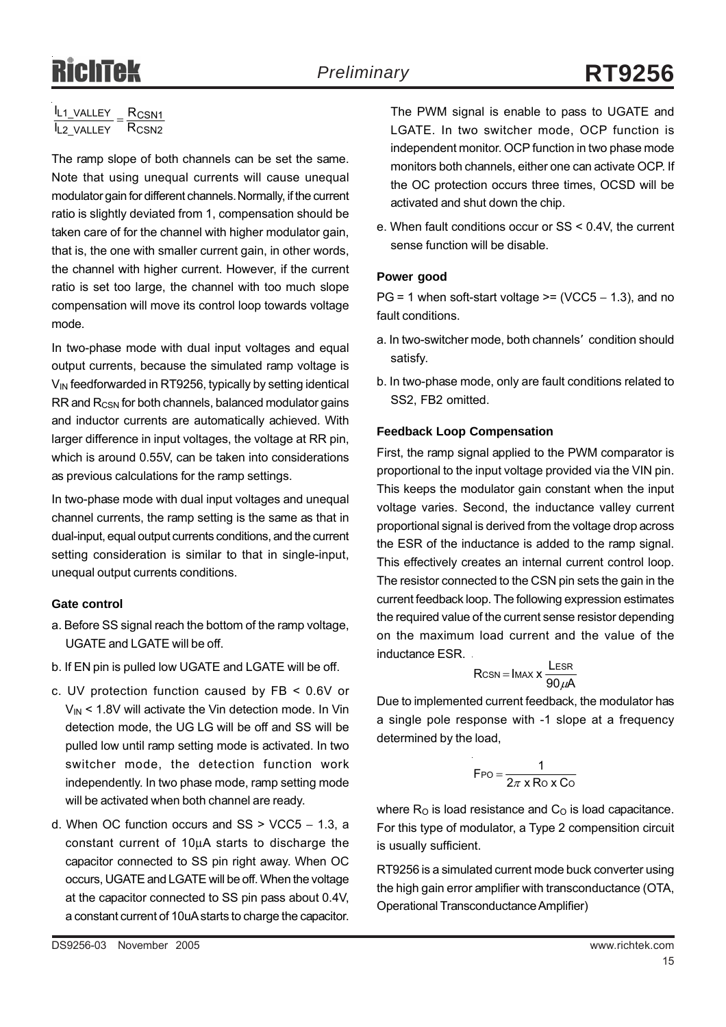$$\frac{I_{L1\_VALLEY}}{I_{L2\_VALLEY}} = \frac{R_{CSN1}}{R_{CSN2}}$$

The ramp slope of both channels can be set the same. Note that using unequal currents will cause unequal modulator gain for different channels. Normally, if the current ratio is slightly deviated from 1, compensation should be taken care of for the channel with higher modulator gain, that is, the one with smaller current gain, in other words, the channel with higher current. However, if the current ratio is set too large, the channel with too much slope compensation will move its control loop towards voltage mode.

In two-phase mode with dual input voltages and equal output currents, because the simulated ramp voltage is $V_{IN}$ feedforwarded in RT9256, typically by setting identical RR and $R_{CSN}$ for both channels, balanced modulator gains and inductor currents are automatically achieved. With larger difference in input voltages, the voltage at RR pin, which is around 0.55V, can be taken into considerations as previous calculations for the ramp settings.

In two-phase mode with dual input voltages and unequal channel currents, the ramp setting is the same as that in dual-input, equal output currents conditions, and the current setting consideration is similar to that in single-input, unequal output currents conditions.

#### Gate control

a. Before SS signal reach the bottom of the ramp voltage, UGATE and LGATE will be off.

b. If EN pin is pulled low UGATE and LGATE will be off.

c. UV protection function caused by FB < 0.6V or $V_{IN}$ < 1.8V will activate the Vin detection mode. In Vin detection mode, the UG LG will be off and SS will be pulled low until ramp setting mode is activated. In two switcher mode, the detection function work independently. In two phase mode, ramp setting mode will be activated when both channel are ready.

d. When OC function occurs and SS > VCC5 − 1.3, a constant current of 10μA starts to discharge the capacitor connected to SS pin right away. When OC occurs, UGATE and LGATE will be off. When the voltage at the capacitor connected to SS pin pass about 0.4V, a constant current of 10uA starts to charge the capacitor. The PWM signal is enable to pass to UGATE and LGATE. In two switcher mode, OCP function is independent monitor. OCP function in two phase mode monitors both channels, either one can activate OCP. If the OC protection occurs three times, OCSD will be activated and shut down the chip.

e. When fault conditions occur or SS < 0.4V, the current sense function will be disable.

#### Power good

PG = 1 when soft-start voltage >= (VCC5 − 1.3), and no fault conditions.

a. In two-switcher mode, both channels' condition should satisfy.

b. In two-phase mode, only are fault conditions related to SS2, FB2 omitted.

#### Feedback Loop Compensation

First, the ramp signal applied to the PWM comparator is proportional to the input voltage provided via the VIN pin. This keeps the modulator gain constant when the input voltage varies. Second, the inductance valley current proportional signal is derived from the voltage drop across the ESR of the inductance is added to the ramp signal. This effectively creates an internal current control loop. The resistor connected to the CSN pin sets the gain in the current feedback loop. The following expression estimates the required value of the current sense resistor depending on the maximum load current and the value of the inductance ESR.

$$R_{CSN} = I_{MAX} \times \frac{L_{ESR}}{90\mu A}$$

Due to implemented current feedback, the modulator has a single pole response with -1 slope at a frequency determined by the load,

$$F_{PO} = \frac{1}{2\pi \times R_O \times C_O}$$

where $R_O$ is load resistance and $C_O$ is load capacitance. For this type of modulator, a Type 2 compensition circuit is usually sufficient.

RT9256 is a simulated current mode buck converter using the high gain error amplifier with transconductance (OTA, Operational Transconductance Amplifier)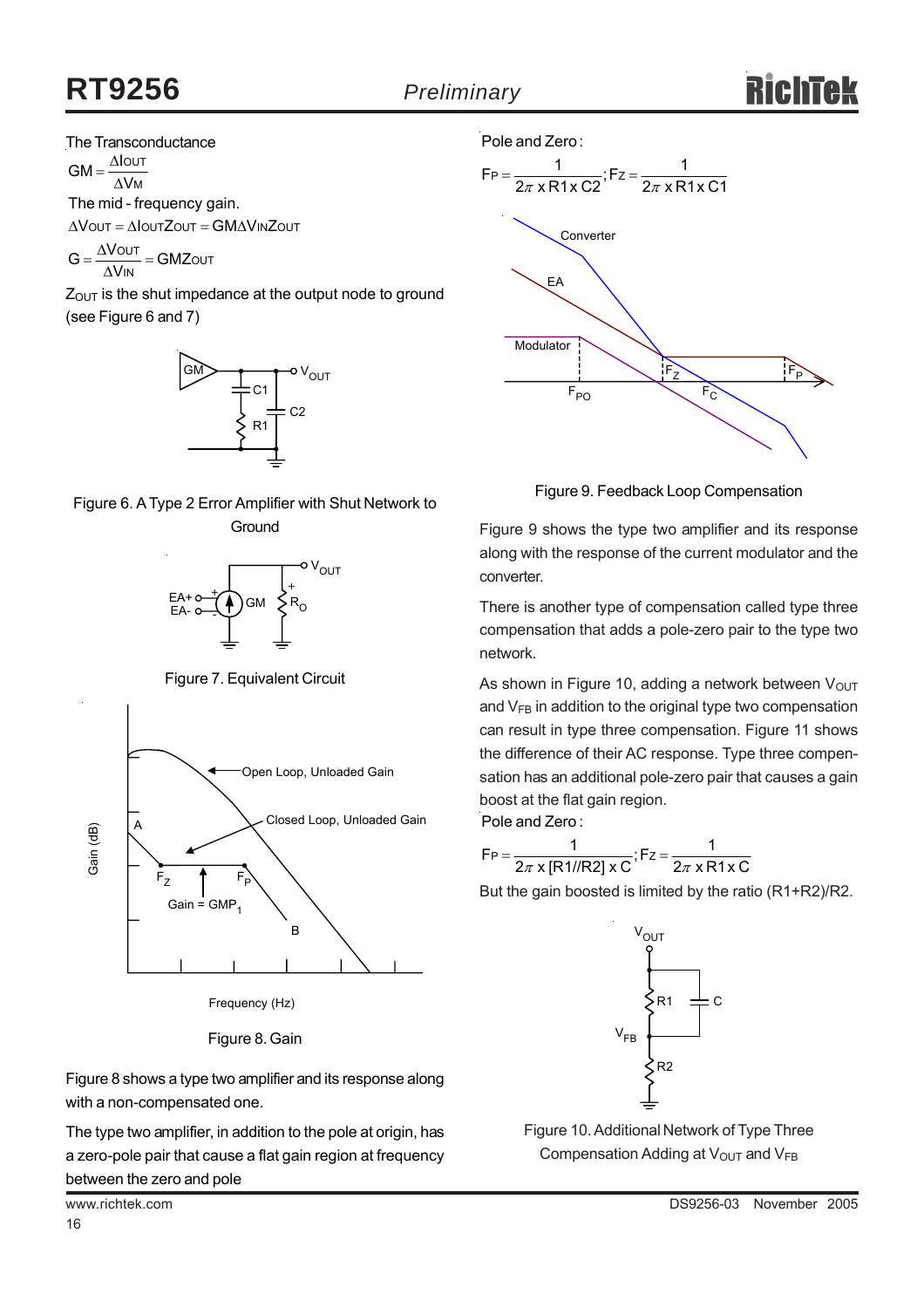The Transconductance

$$GM = \frac{\Delta I_{OUT}}{\Delta V_M}$$

The mid - frequency gain.

$$\Delta V_{OUT} = \Delta I_{OUT} Z_{OUT} = GM \Delta V_{IN} Z_{OUT}$$

$$G = \frac{\Delta V_{OUT}}{\Delta V_{IN}} = GMZ_{OUT}$$

$Z_{OUT}$ is the shut impedance at the output node to ground (see Figure 6 and 7)

Figure 6. A Type 2 Error Amplifier with Shut Network to Ground

Figure 7. Equivalent Circuit

Figure 8. Gain

Figure 8 shows a type two amplifier and its response along with a non-compensated one.

The type two amplifier, in addition to the pole at origin, has a zero-pole pair that cause a flat gain region at frequency between the zero and pole

Pole and Zero :

$$F_P = \frac{1}{2\pi \times R1 \times C2}; F_Z = \frac{1}{2\pi \times R1 \times C1}$$

Figure 9. Feedback Loop Compensation

Figure 9 shows the type two amplifier and its response along with the response of the current modulator and the converter.

There is another type of compensation called type three compensation that adds a pole-zero pair to the type two network.

As shown in Figure 10, adding a network between $V_{OUT}$ and $V_{FB}$ in addition to the original type two compensation can result in type three compensation. Figure 11 shows the difference of their AC response. Type three compensation has an additional pole-zero pair that causes a gain boost at the flat gain region.

Pole and Zero :

$$F_P = \frac{1}{2\pi \times [R1//R2] \times C}; F_Z = \frac{1}{2\pi \times R1 \times C}$$

But the gain boosted is limited by the ratio (R1+R2)/R2.

Figure 10. Additional Network of Type Three Compensation Adding at $V_{OUT}$ and $V_{FB}$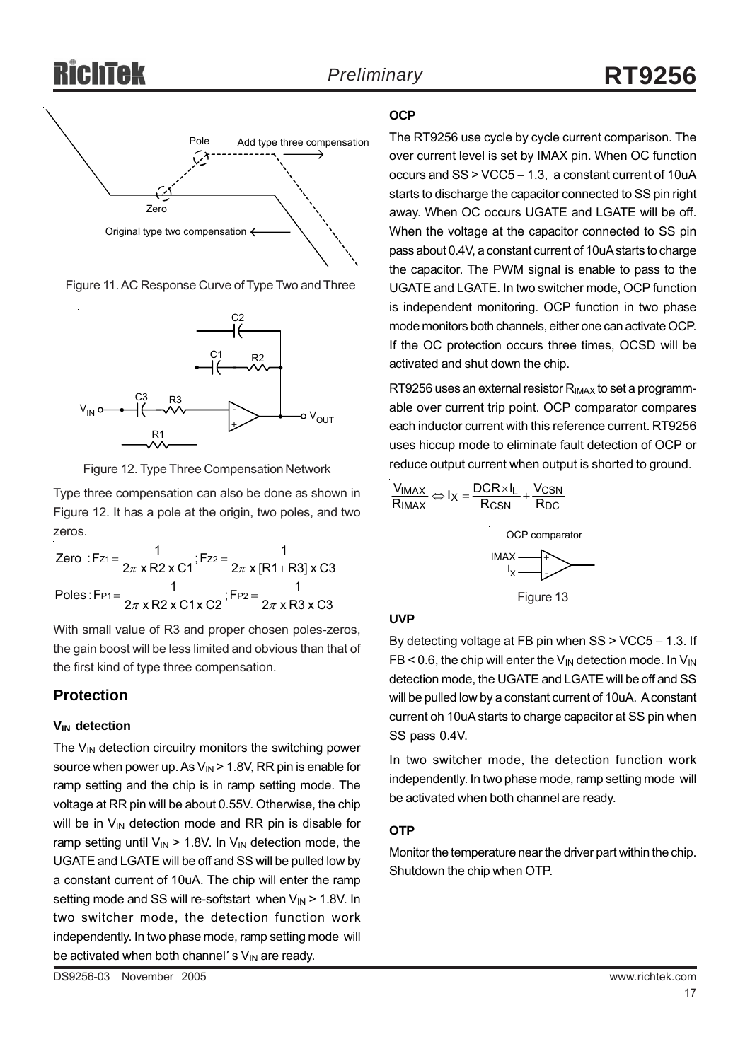Figure 11. AC Response Curve of Type Two and Three

Figure 12. Type Three Compensation Network

Type three compensation can also be done as shown in Figure 12. It has a pole at the origin, two poles, and two zeros.

$$\text{Zero} : F_{Z1} = \frac{1}{2\pi \times R2 \times C1} ; F_{Z2} = \frac{1}{2\pi \times [R1 + R3] \times C3}$$

$$\text{Poles} : F_{P1} = \frac{1}{2\pi \times R2 \times C1 \times C2} ; F_{P2} = \frac{1}{2\pi \times R3 \times C3}$$

With small value of R3 and proper chosen poles-zeros, the gain boost will be less limited and obvious than that of the first kind of type three compensation.

## Protection

### $V_{IN}$ detection

The $V_{IN}$ detection circuitry monitors the switching power source when power up. As $V_{IN}$ > 1.8V, RR pin is enable for ramp setting and the chip is in ramp setting mode. The voltage at RR pin will be about 0.55V. Otherwise, the chip will be in $V_{IN}$ detection mode and RR pin is disable for ramp setting until $V_{IN}$ > 1.8V. In $V_{IN}$ detection mode, the UGATE and LGATE will be off and SS will be pulled low by a constant current of 10uA. The chip will enter the ramp setting mode and SS will re-softstart when $V_{IN}$ > 1.8V. In two switcher mode, the detection function work independently. In two phase mode, ramp setting mode will be activated when both channel' s $V_{IN}$ are ready.

### OCP

The RT9256 use cycle by cycle current comparison. The over current level is set by IMAX pin. When OC function occurs and SS > VCC5 − 1.3, a constant current of 10uA starts to discharge the capacitor connected to SS pin right away. When OC occurs UGATE and LGATE will be off. When the voltage at the capacitor connected to SS pin pass about 0.4V, a constant current of 10uA starts to charge the capacitor. The PWM signal is enable to pass to the UGATE and LGATE. In two switcher mode, OCP function is independent monitoring. OCP function in two phase mode monitors both channels, either one can activate OCP. If the OC protection occurs three times, OCSD will be activated and shut down the chip.

RT9256 uses an external resistor $R_{IMAX}$ to set a programmable over current trip point. OCP comparator compares each inductor current with this reference current. RT9256 uses hiccup mode to eliminate fault detection of OCP or reduce output current when output is shorted to ground.

$$\frac{V_{IMAX}}{R_{IMAX}} \Leftrightarrow I_X = \frac{DCR \times I_L}{R_{CSN}} + \frac{V_{CSN}}{R_{DC}}$$

Figure 13

### UVP

By detecting voltage at FB pin when SS > VCC5 − 1.3. If FB < 0.6, the chip will enter the $V_{IN}$ detection mode. In $V_{IN}$ detection mode, the UGATE and LGATE will be off and SS will be pulled low by a constant current of 10uA. A constant current oh 10uA starts to charge capacitor at SS pin when SS pass 0.4V.

In two switcher mode, the detection function work independently. In two phase mode, ramp setting mode will be activated when both channel are ready.

### OTP

Monitor the temperature near the driver part within the chip. Shutdown the chip when OTP.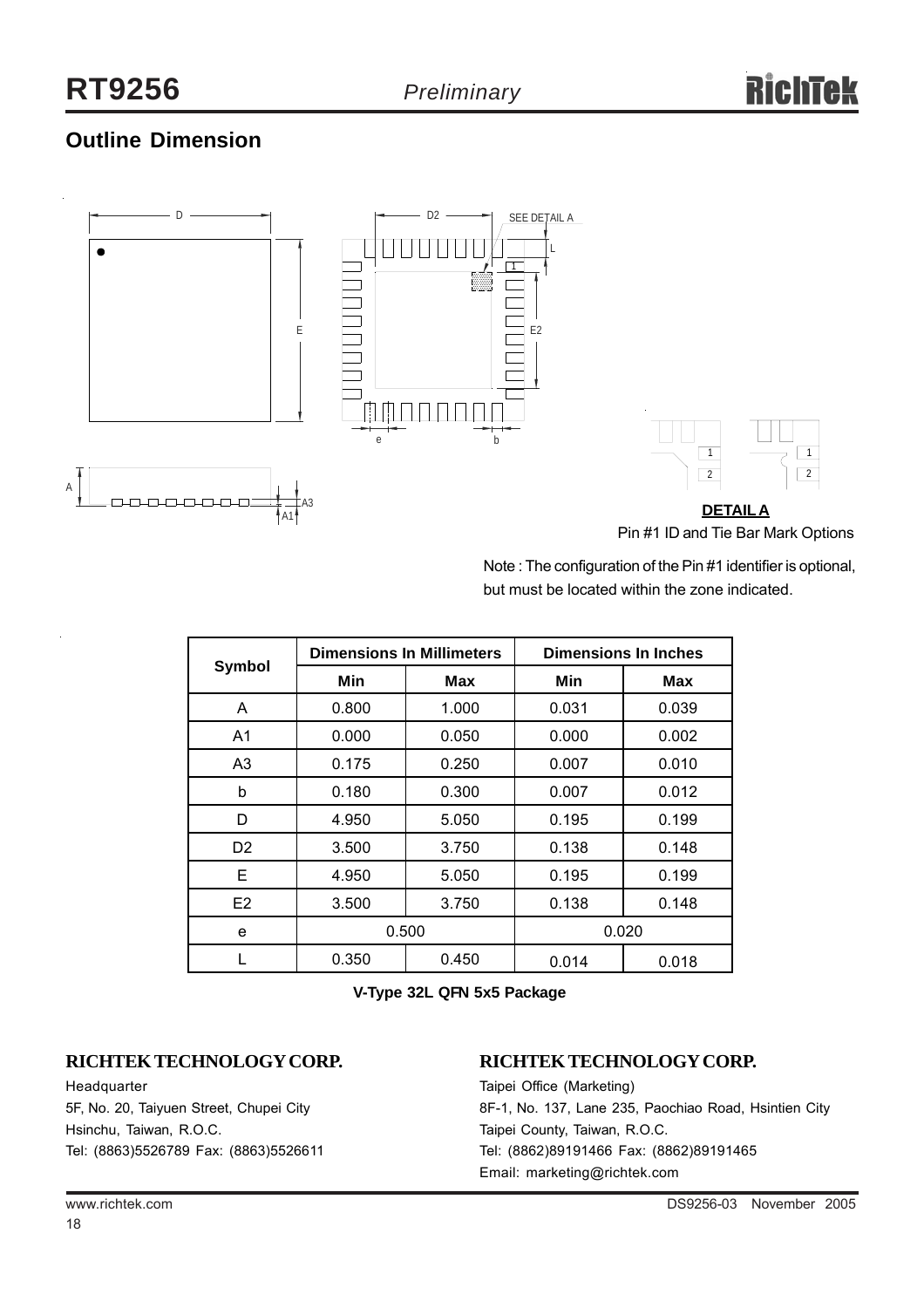## Outline Dimension

D

E

A

D2

SEE DETAIL A

L

1

E2

e

b

A3

A1

1

2

1

2

**DETAIL A**

Pin #1 ID and Tie Bar Mark Options

Note : The configuration of the Pin #1 identifier is optional, but must be located within the zone indicated.

| Symbol | Dimensions In Millimeters | | Dimensions In Inches | |
|---|---|---|---|---|
| | Min | Max | Min | Max |
| A | 0.800 | 1.000 | 0.031 | 0.039 |
| A1 | 0.000 | 0.050 | 0.000 | 0.002 |
| A3 | 0.175 | 0.250 | 0.007 | 0.010 |
| b | 0.180 | 0.300 | 0.007 | 0.012 |
| D | 4.950 | 5.050 | 0.195 | 0.199 |
| D2 | 3.500 | 3.750 | 0.138 | 0.148 |
| E | 4.950 | 5.050 | 0.195 | 0.199 |
| E2 | 3.500 | 3.750 | 0.138 | 0.148 |
| e | 0.500 | | 0.020 | |
| L | 0.350 | 0.450 | 0.014 | 0.018 |

**V-Type 32L QFN 5x5 Package**

**RICHTEK TECHNOLOGY CORP.**

Headquarter
5F, No. 20, Taiyuen Street, Chupei City
Hsinchu, Taiwan, R.O.C.
Tel: (8863)5526789 Fax: (8863)5526611

**RICHTEK TECHNOLOGY CORP.**

Taipei Office (Marketing)
8F-1, No. 137, Lane 235, Paochiao Road, Hsintien City
Taipei County, Taiwan, R.O.C.
Tel: (8862)89191466 Fax: (8862)89191465
Email: marketing@richtek.com